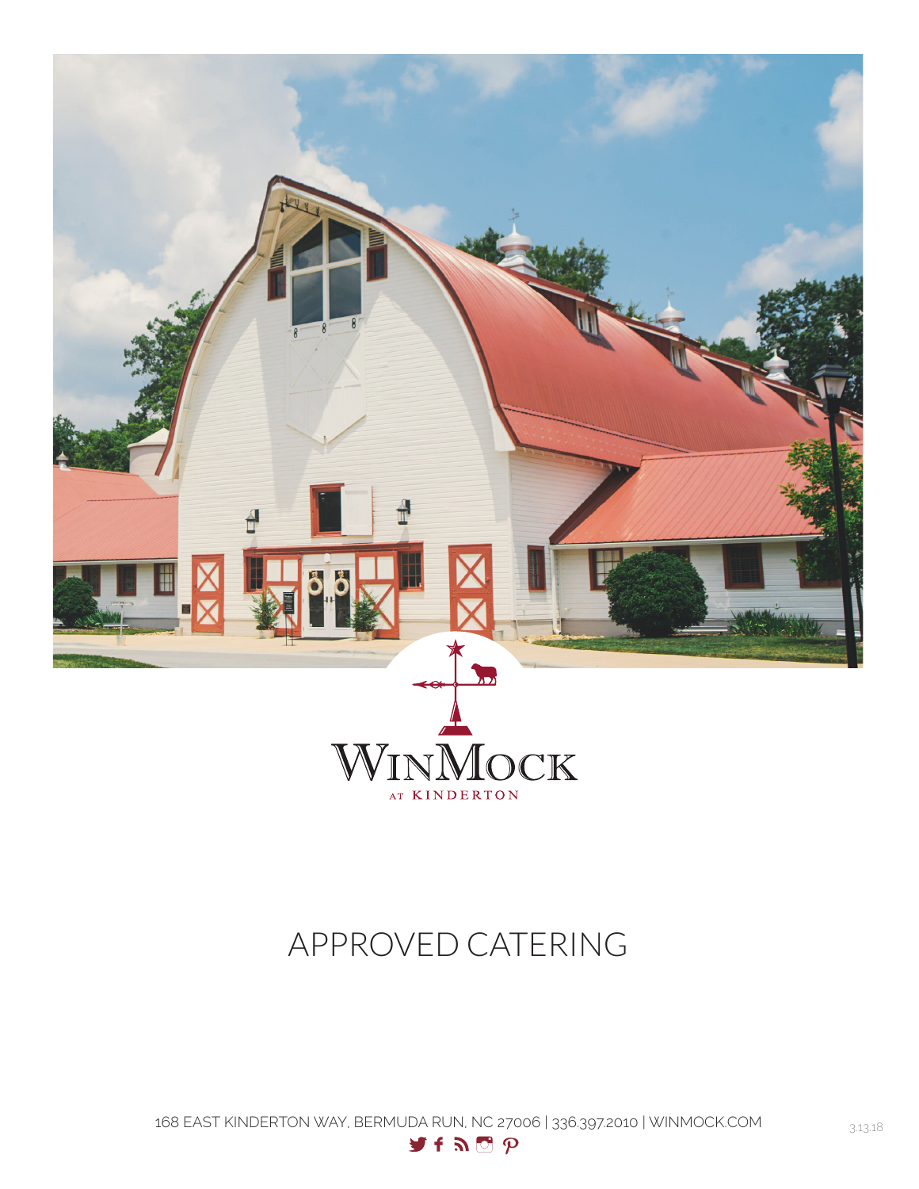WinMock

AT KINDERTON

# APPROVED CATERING

168 EAST KINDERTON WAY, BERMUDA RUN, NC 27006 | 336.397.2010 | WINMOCK.COM

3.13.18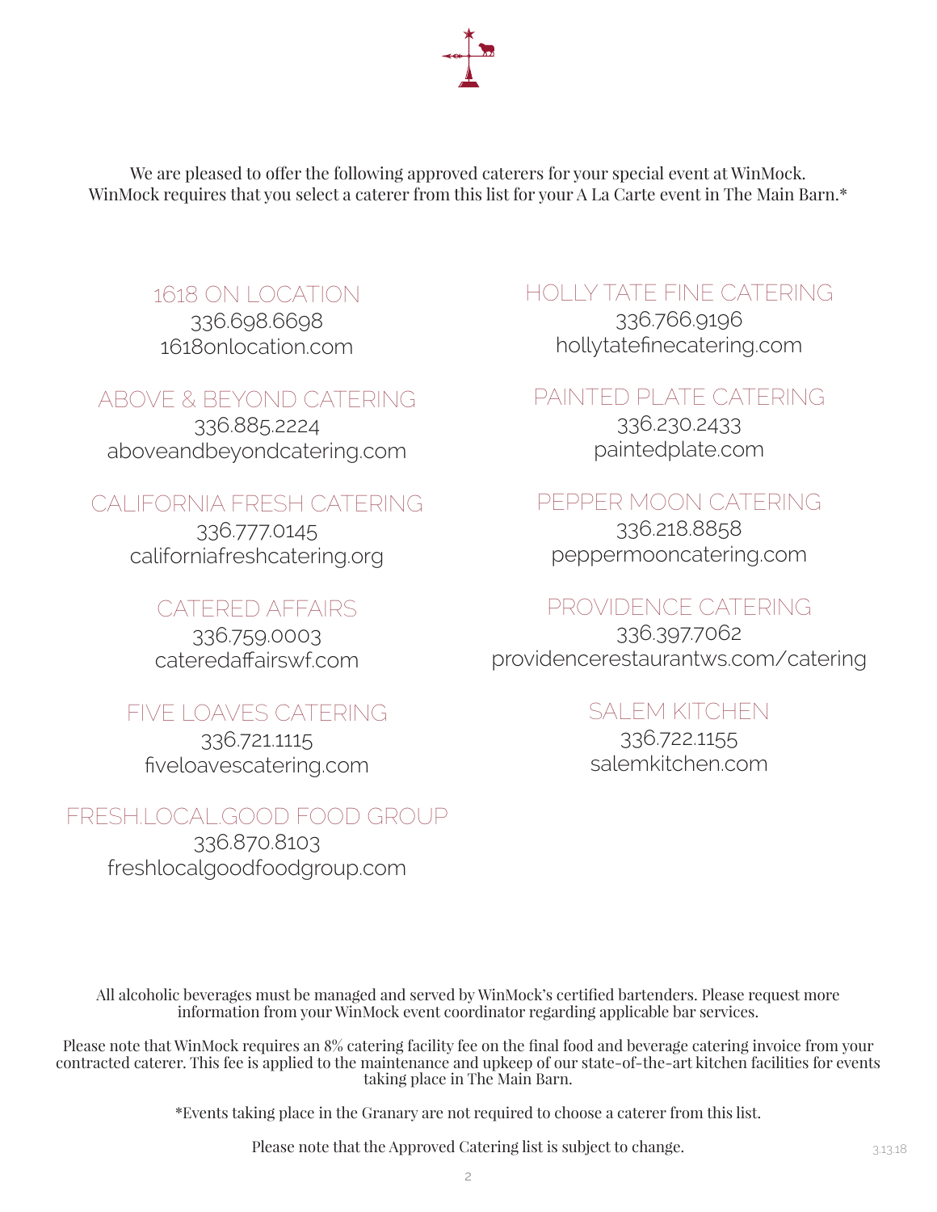We are pleased to offer the following approved caterers for your special event at WinMock.
WinMock requires that you select a caterer from this list for your A La Carte event in The Main Barn.*

### 1618 ON LOCATION
336.698.6698
1618onlocation.com

### ABOVE & BEYOND CATERING
336.885.2224
aboveandbeyondcatering.com

### CALIFORNIA FRESH CATERING
336.777.0145
californiafreshcatering.org

### CATERED AFFAIRS
336.759.0003
cateredaffairswf.com

### FIVE LOAVES CATERING
336.721.1115
fiveloavescatering.com

### FRESH.LOCAL.GOOD FOOD GROUP
336.870.8103
freshlocalgoodfoodgroup.com

### HOLLY TATE FINE CATERING
336.766.9196
hollytatefinecatering.com

### PAINTED PLATE CATERING
336.230.2433
paintedplate.com

### PEPPER MOON CATERING
336.218.8858
peppermooncatering.com

### PROVIDENCE CATERING
336.397.7062
providencerestaurantws.com/catering

### SALEM KITCHEN
336.722.1155
salemkitchen.com

All alcoholic beverages must be managed and served by WinMock's certified bartenders. Please request more information from your WinMock event coordinator regarding applicable bar services.

Please note that WinMock requires an 8% catering facility fee on the final food and beverage catering invoice from your contracted caterer. This fee is applied to the maintenance and upkeep of our state-of-the-art kitchen facilities for events taking place in The Main Barn.

*Events taking place in the Granary are not required to choose a caterer from this list.

Please note that the Approved Catering list is subject to change.

3.13.18